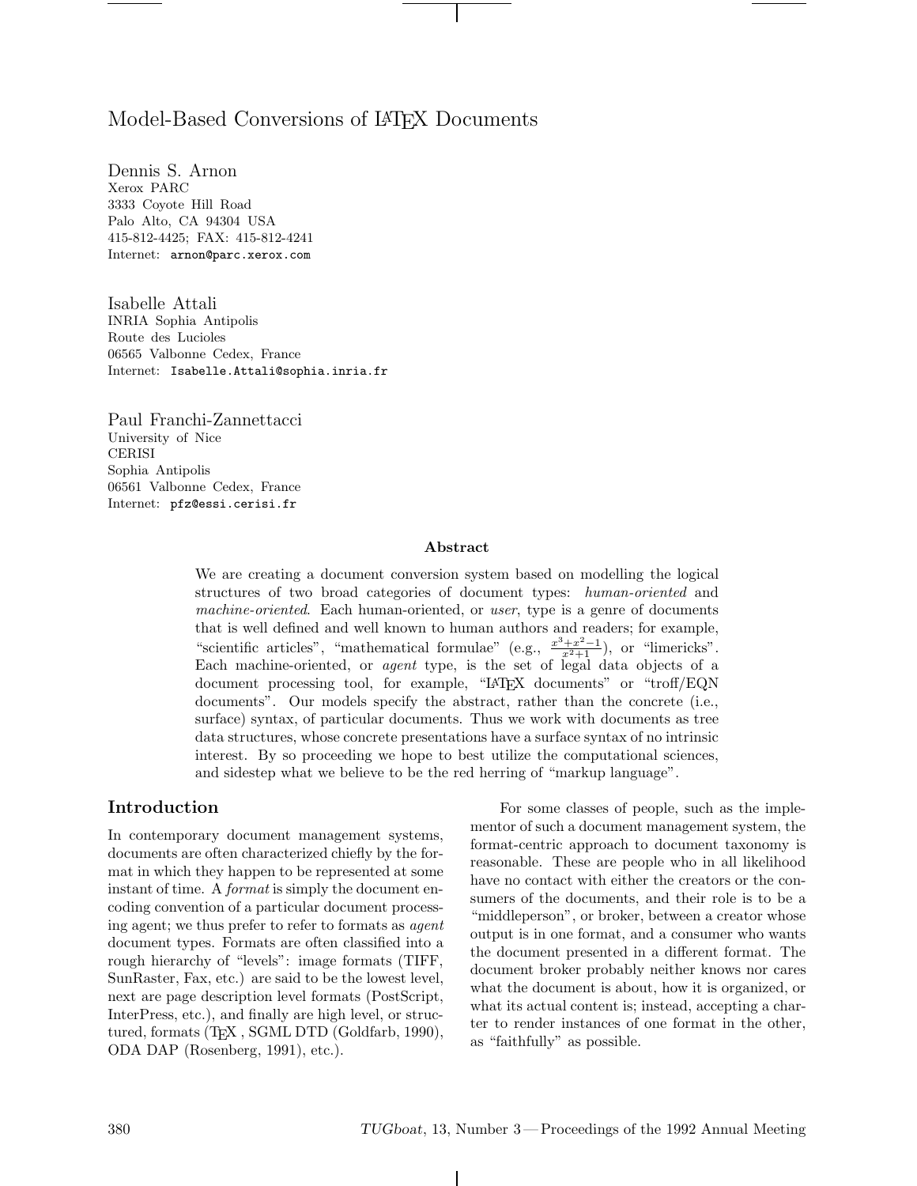# Model-Based Conversions of LaTeX Documents

Dennis S. Arnon
Xerox PARC
3333 Coyote Hill Road
Palo Alto, CA 94304 USA
415-812-4425; FAX: 415-812-4241
Internet: arnon@parc.xerox.com

Isabelle Attali
INRIA Sophia Antipolis
Route des Lucioles
06565 Valbonne Cedex, France
Internet: Isabelle.Attali@sophia.inria.fr

Paul Franchi-Zannettacci
University of Nice
CERISI
Sophia Antipolis
06561 Valbonne Cedex, France
Internet: pfz@essi.cerisi.fr

### Abstract

We are creating a document conversion system based on modelling the logical structures of two broad categories of document types: *human-oriented* and *machine-oriented*. Each human-oriented, or *user*, type is a genre of documents that is well defined and well known to human authors and readers; for example, "scientific articles", "mathematical formulae" (e.g., $\frac{x^3+x^2-1}{x^2+1}$), or "limericks". Each machine-oriented, or *agent* type, is the set of legal data objects of a document processing tool, for example, "LaTeX documents" or "troff/EQN documents". Our models specify the abstract, rather than the concrete (i.e., surface) syntax, of particular documents. Thus we work with documents as tree data structures, whose concrete presentations have a surface syntax of no intrinsic interest. By so proceeding we hope to best utilize the computational sciences, and sidestep what we believe to be the red herring of "markup language".

## Introduction

In contemporary document management systems, documents are often characterized chiefly by the format in which they happen to be represented at some instant of time. A *format* is simply the document encoding convention of a particular document processing agent; we thus prefer to refer to formats as *agent* document types. Formats are often classified into a rough hierarchy of "levels": image formats (TIFF, SunRaster, Fax, etc.) are said to be the lowest level, next are page description level formats (PostScript, InterPress, etc.), and finally are high level, or structured, formats (TeX , SGML DTD (Goldfarb, 1990), ODA DAP (Rosenberg, 1991), etc.).

For some classes of people, such as the implementor of such a document management system, the format-centric approach to document taxonomy is reasonable. These are people who in all likelihood have no contact with either the creators or the consumers of the documents, and their role is to be a "middleperson", or broker, between a creator whose output is in one format, and a consumer who wants the document presented in a different format. The document broker probably neither knows nor cares what the document is about, how it is organized, or what its actual content is; instead, accepting a charter to render instances of one format in the other, as "faithfully" as possible.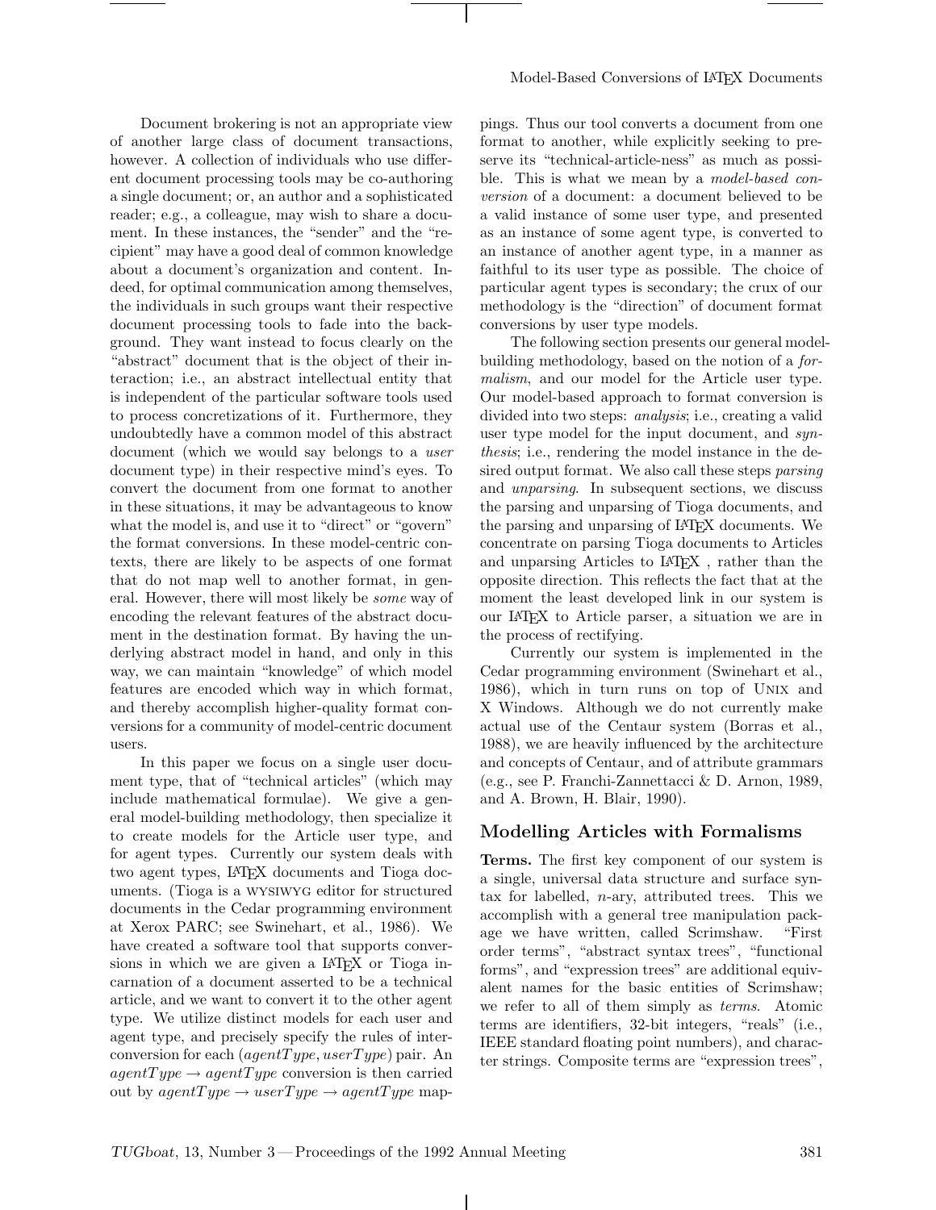Document brokering is not an appropriate view of another large class of document transactions, however. A collection of individuals who use different document processing tools may be co-authoring a single document; or, an author and a sophisticated reader; e.g., a colleague, may wish to share a document. In these instances, the "sender" and the "recipient" may have a good deal of common knowledge about a document's organization and content. Indeed, for optimal communication among themselves, the individuals in such groups want their respective document processing tools to fade into the background. They want instead to focus clearly on the "abstract" document that is the object of their interaction; i.e., an abstract intellectual entity that is independent of the particular software tools used to process concretizations of it. Furthermore, they undoubtedly have a common model of this abstract document (which we would say belongs to a *user* document type) in their respective mind's eyes. To convert the document from one format to another in these situations, it may be advantageous to know what the model is, and use it to "direct" or "govern" the format conversions. In these model-centric contexts, there are likely to be aspects of one format that do not map well to another format, in general. However, there will most likely be *some* way of encoding the relevant features of the abstract document in the destination format. By having the underlying abstract model in hand, and only in this way, we can maintain "knowledge" of which model features are encoded which way in which format, and thereby accomplish higher-quality format conversions for a community of model-centric document users.

In this paper we focus on a single user document type, that of "technical articles" (which may include mathematical formulae). We give a general model-building methodology, then specialize it to create models for the Article user type, and for agent types. Currently our system deals with two agent types, LaTeX documents and Tioga documents. (Tioga is a WYSIWYG editor for structured documents in the Cedar programming environment at Xerox PARC; see Swinehart, et al., 1986). We have created a software tool that supports conversions in which we are given a LaTeX or Tioga incarnation of a document asserted to be a technical article, and we want to convert it to the other agent type. We utilize distinct models for each user and agent type, and precisely specify the rules of interconversion for each $(agentType, userType)$ pair. An $agentType \rightarrow agentType$ conversion is then carried out by $agentType \rightarrow userType \rightarrow agentType$ mappings. Thus our tool converts a document from one format to another, while explicitly seeking to preserve its "technical-article-ness" as much as possible. This is what we mean by a *model-based conversion* of a document: a document believed to be a valid instance of some user type, and presented as an instance of some agent type, is converted to an instance of another agent type, in a manner as faithful to its user type as possible. The choice of particular agent types is secondary; the crux of our methodology is the "direction" of document format conversions by user type models.

The following section presents our general model-building methodology, based on the notion of a *formalism*, and our model for the Article user type. Our model-based approach to format conversion is divided into two steps: *analysis*; i.e., creating a valid user type model for the input document, and *synthesis*; i.e., rendering the model instance in the desired output format. We also call these steps *parsing* and *unparsing*. In subsequent sections, we discuss the parsing and unparsing of Tioga documents, and the parsing and unparsing of LaTeX documents. We concentrate on parsing Tioga documents to Articles and unparsing Articles to LaTeX , rather than the opposite direction. This reflects the fact that at the moment the least developed link in our system is our LaTeX to Article parser, a situation we are in the process of rectifying.

Currently our system is implemented in the Cedar programming environment (Swinehart et al., 1986), which in turn runs on top of UNIX and X Windows. Although we do not currently make actual use of the Centaur system (Borras et al., 1988), we are heavily influenced by the architecture and concepts of Centaur, and of attribute grammars (e.g., see P. Franchi-Zannettacci & D. Arnon, 1989, and A. Brown, H. Blair, 1990).

## Modelling Articles with Formalisms

**Terms.** The first key component of our system is a single, universal data structure and surface syntax for labelled, $n$-ary, attributed trees. This we accomplish with a general tree manipulation package we have written, called Scrimshaw. "First order terms", "abstract syntax trees", "functional forms", and "expression trees" are additional equivalent names for the basic entities of Scrimshaw; we refer to all of them simply as *terms*. Atomic terms are identifiers, 32-bit integers, "reals" (i.e., IEEE standard floating point numbers), and character strings. Composite terms are "expression trees",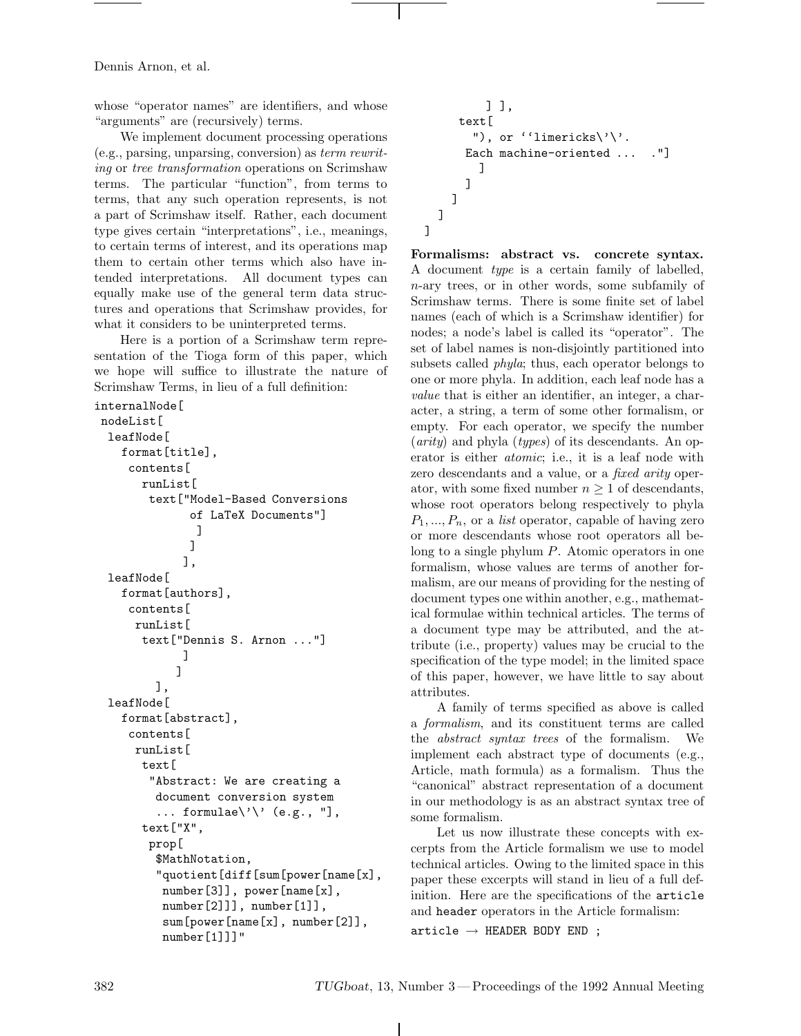whose "operator names" are identifiers, and whose "arguments" are (recursively) terms.

We implement document processing operations (e.g., parsing, unparsing, conversion) as *term rewriting* or *tree transformation* operations on Scrimshaw terms. The particular "function", from terms to terms, that any such operation represents, is not a part of Scrimshaw itself. Rather, each document type gives certain "interpretations", i.e., meanings, to certain terms of interest, and its operations map them to certain other terms which also have intended interpretations. All document types can equally make use of the general term data structures and operations that Scrimshaw provides, for what it considers to be uninterpreted terms.

Here is a portion of a Scrimshaw term representation of the Tioga form of this paper, which we hope will suffice to illustrate the nature of Scrimshaw Terms, in lieu of a full definition:

```
internalNode[
 nodeList[
  leafNode[
    format[title],
     contents[
       runList[
        text["Model-Based Conversions
              of LaTeX Documents"]
               ]
              ]
             ],
  leafNode[
    format[authors],
     contents[
      runList[
       text["Dennis S. Arnon ..."]
            ]
           ]
        ],
  leafNode[
    format[abstract],
     contents[
      runList[
       text[
        "Abstract: We are creating a
         document conversion system
         ... formulae\'\' (e.g., "],
       text["X",
        prop[
         $MathNotation,
         "quotient[diff[sum[power[name[x],
          number[3]], power[name[x],
          number[2]]], number[1]],
          sum[power[name[x], number[2]],
          number[1]]]"
           ] ],
        text[
          "), or ''limericks\'\'.
         Each machine-oriented ...  ."]
           ]
          ]
        ]
      ]
  ]
```

**Formalisms: abstract vs. concrete syntax.** A document *type* is a certain family of labelled, $n$-ary trees, or in other words, some subfamily of Scrimshaw terms. There is some finite set of label names (each of which is a Scrimshaw identifier) for nodes; a node's label is called its "operator". The set of label names is non-disjointly partitioned into subsets called *phyla*; thus, each operator belongs to one or more phyla. In addition, each leaf node has a *value* that is either an identifier, an integer, a character, a string, a term of some other formalism, or empty. For each operator, we specify the number (*arity*) and phyla (*types*) of its descendants. An operator is either *atomic*; i.e., it is a leaf node with zero descendants and a value, or a *fixed arity* operator, with some fixed number $n \geq 1$ of descendants, whose root operators belong respectively to phyla $P_1, ..., P_n$, or a *list* operator, capable of having zero or more descendants whose root operators all belong to a single phylum $P$. Atomic operators in one formalism, whose values are terms of another formalism, are our means of providing for the nesting of document types one within another, e.g., mathematical formulae within technical articles. The terms of a document type may be attributed, and the attribute (i.e., property) values may be crucial to the specification of the type model; in the limited space of this paper, however, we have little to say about attributes.

A family of terms specified as above is called a *formalism*, and its constituent terms are called the *abstract syntax trees* of the formalism. We implement each abstract type of documents (e.g., Article, math formula) as a formalism. Thus the "canonical" abstract representation of a document in our methodology is as an abstract syntax tree of some formalism.

Let us now illustrate these concepts with excerpts from the Article formalism we use to model technical articles. Owing to the limited space in this paper these excerpts will stand in lieu of a full definition. Here are the specifications of the `article` and `header` operators in the Article formalism:

```
article → HEADER BODY END ;
```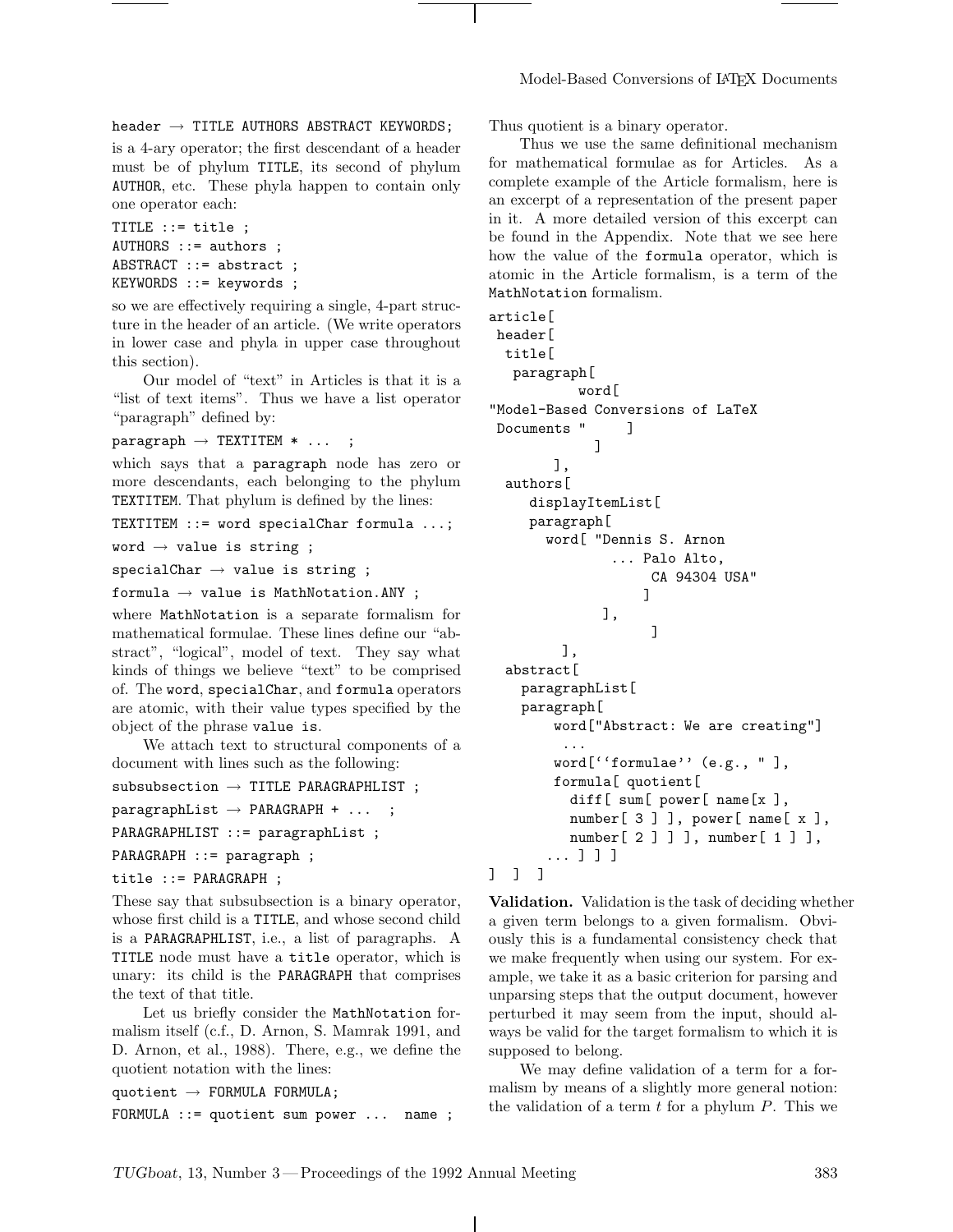header → TITLE AUTHORS ABSTRACT KEYWORDS;

is a 4-ary operator; the first descendant of a header must be of phylum TITLE, its second of phylum AUTHOR, etc. These phyla happen to contain only one operator each:

```
TITLE ::= title ;
AUTHORS ::= authors ;
ABSTRACT ::= abstract ;
KEYWORDS ::= keywords ;
```

so we are effectively requiring a single, 4-part structure in the header of an article. (We write operators in lower case and phyla in upper case throughout this section).

Our model of "text" in Articles is that it is a "list of text items". Thus we have a list operator "paragraph" defined by:

paragraph → TEXTITEM * ... ;

which says that a paragraph node has zero or more descendants, each belonging to the phylum TEXTITEM. That phylum is defined by the lines:

```
TEXTITEM ::= word specialChar formula ...;
word → value is string ;
specialChar → value is string ;
formula → value is MathNotation.ANY ;
```

where MathNotation is a separate formalism for mathematical formulae. These lines define our "abstract", "logical", model of text. They say what kinds of things we believe "text" to be comprised of. The word, specialChar, and formula operators are atomic, with their value types specified by the object of the phrase value is.

We attach text to structural components of a document with lines such as the following:

```
subsubsection → TITLE PARAGRAPHLIST ;
paragraphList → PARAGRAPH + ... ;
PARAGRAPHLIST ::= paragraphList ;
PARAGRAPH ::= paragraph ;
title ::= PARAGRAPH ;
```

These say that subsubsection is a binary operator, whose first child is a TITLE, and whose second child is a PARAGRAPHLIST, i.e., a list of paragraphs. A TITLE node must have a title operator, which is unary: its child is the PARAGRAPH that comprises the text of that title.

Let us briefly consider the MathNotation formalism itself (c.f., D. Arnon, S. Mamrak 1991, and D. Arnon, et al., 1988). There, e.g., we define the quotient notation with the lines:

```
quotient → FORMULA FORMULA;
FORMULA ::= quotient sum power ... name ;
```

Thus quotient is a binary operator.

Thus we use the same definitional mechanism for mathematical formulae as for Articles. As a complete example of the Article formalism, here is an excerpt of a representation of the present paper in it. A more detailed version of this excerpt can be found in the Appendix. Note that we see here how the value of the formula operator, which is atomic in the Article formalism, is a term of the MathNotation formalism.

```
article[
 header[
  title[
   paragraph[
          word[
"Model-Based Conversions of LaTeX
 Documents "     ]
            ]
       ],
  authors[
     displayItemList[
     paragraph[
       word[ "Dennis S. Arnon
               ... Palo Alto,
                    CA 94304 USA"
                  ]
             ],
                   ]
        ],
  abstract[
    paragraphList[
    paragraph[
        word["Abstract: We are creating"]
         ...
        word[''formulae'' (e.g., " ],
        formula[ quotient[
          diff[ sum[ power[ name[x ],
          number[ 3 ] ], power[ name[ x ],
          number[ 2 ] ] ], number[ 1 ] ],
      ... ] ] ]
]  ]  ]
```

**Validation.** Validation is the task of deciding whether a given term belongs to a given formalism. Obviously this is a fundamental consistency check that we make frequently when using our system. For example, we take it as a basic criterion for parsing and unparsing steps that the output document, however perturbed it may seem from the input, should always be valid for the target formalism to which it is supposed to belong.

We may define validation of a term for a formalism by means of a slightly more general notion: the validation of a term $t$ for a phylum $P$. This we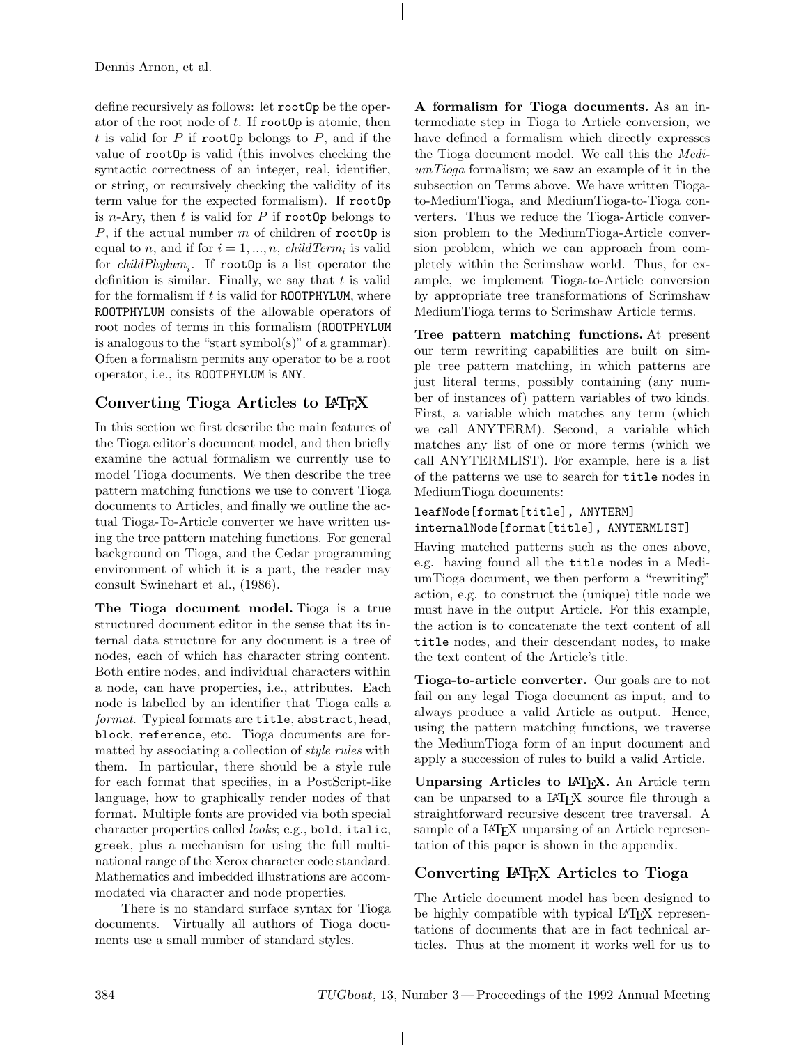define recursively as follows: let `rootOp` be the operator of the root node of $t$. If `rootOp` is atomic, then $t$ is valid for $P$ if `rootOp` belongs to $P$, and if the value of `rootOp` is valid (this involves checking the syntactic correctness of an integer, real, identifier, or string, or recursively checking the validity of its term value for the expected formalism). If `rootOp` is $n$-Ary, then $t$ is valid for $P$ if `rootOp` belongs to $P$, if the actual number $m$ of children of `rootOp` is equal to $n$, and if for $i = 1, ..., n$, $childTerm_i$ is valid for $childPhylum_i$. If `rootOp` is a list operator the definition is similar. Finally, we say that $t$ is valid for the formalism if $t$ is valid for `ROOTPHYLUM`, where `ROOTPHYLUM` consists of the allowable operators of root nodes of terms in this formalism (`ROOTPHYLUM` is analogous to the "start symbol(s)" of a grammar). Often a formalism permits any operator to be a root operator, i.e., its `ROOTPHYLUM` is `ANY`.

## Converting Tioga Articles to LaTeX

In this section we first describe the main features of the Tioga editor's document model, and then briefly examine the actual formalism we currently use to model Tioga documents. We then describe the tree pattern matching functions we use to convert Tioga documents to Articles, and finally we outline the actual Tioga-To-Article converter we have written using the tree pattern matching functions. For general background on Tioga, and the Cedar programming environment of which it is a part, the reader may consult Swinehart et al., (1986).

**The Tioga document model.** Tioga is a true structured document editor in the sense that its internal data structure for any document is a tree of nodes, each of which has character string content. Both entire nodes, and individual characters within a node, can have properties, i.e., attributes. Each node is labelled by an identifier that Tioga calls a *format*. Typical formats are `title`, `abstract`, `head`, `block`, `reference`, etc. Tioga documents are formatted by associating a collection of *style rules* with them. In particular, there should be a style rule for each format that specifies, in a PostScript-like language, how to graphically render nodes of that format. Multiple fonts are provided via both special character properties called *looks*; e.g., `bold`, `italic`, `greek`, plus a mechanism for using the full multinational range of the Xerox character code standard. Mathematics and imbedded illustrations are accommodated via character and node properties.

There is no standard surface syntax for Tioga documents. Virtually all authors of Tioga documents use a small number of standard styles.

**A formalism for Tioga documents.** As an intermediate step in Tioga to Article conversion, we have defined a formalism which directly expresses the Tioga document model. We call this the *MediumTioga* formalism; we saw an example of it in the subsection on Terms above. We have written Tioga-to-MediumTioga, and MediumTioga-to-Tioga converters. Thus we reduce the Tioga-Article conversion problem to the MediumTioga-Article conversion problem, which we can approach from completely within the Scrimshaw world. Thus, for example, we implement Tioga-to-Article conversion by appropriate tree transformations of Scrimshaw MediumTioga terms to Scrimshaw Article terms.

**Tree pattern matching functions.** At present our term rewriting capabilities are built on simple tree pattern matching, in which patterns are just literal terms, possibly containing (any number of instances of) pattern variables of two kinds. First, a variable which matches any term (which we call ANYTERM). Second, a variable which matches any list of one or more terms (which we call ANYTERMLIST). For example, here is a list of the patterns we use to search for `title` nodes in MediumTioga documents:

```
leafNode[format[title], ANYTERM]
internalNode[format[title], ANYTERMLIST]
```

Having matched patterns such as the ones above, e.g. having found all the `title` nodes in a MediumTioga document, we then perform a "rewriting" action, e.g. to construct the (unique) title node we must have in the output Article. For this example, the action is to concatenate the text content of all `title` nodes, and their descendant nodes, to make the text content of the Article's title.

**Tioga-to-article converter.** Our goals are to not fail on any legal Tioga document as input, and to always produce a valid Article as output. Hence, using the pattern matching functions, we traverse the MediumTioga form of an input document and apply a succession of rules to build a valid Article.

**Unparsing Articles to LaTeX.** An Article term can be unparsed to a LaTeX source file through a straightforward recursive descent tree traversal. A sample of a LaTeX unparsing of an Article representation of this paper is shown in the appendix.

## Converting LaTeX Articles to Tioga

The Article document model has been designed to be highly compatible with typical LaTeX representations of documents that are in fact technical articles. Thus at the moment it works well for us to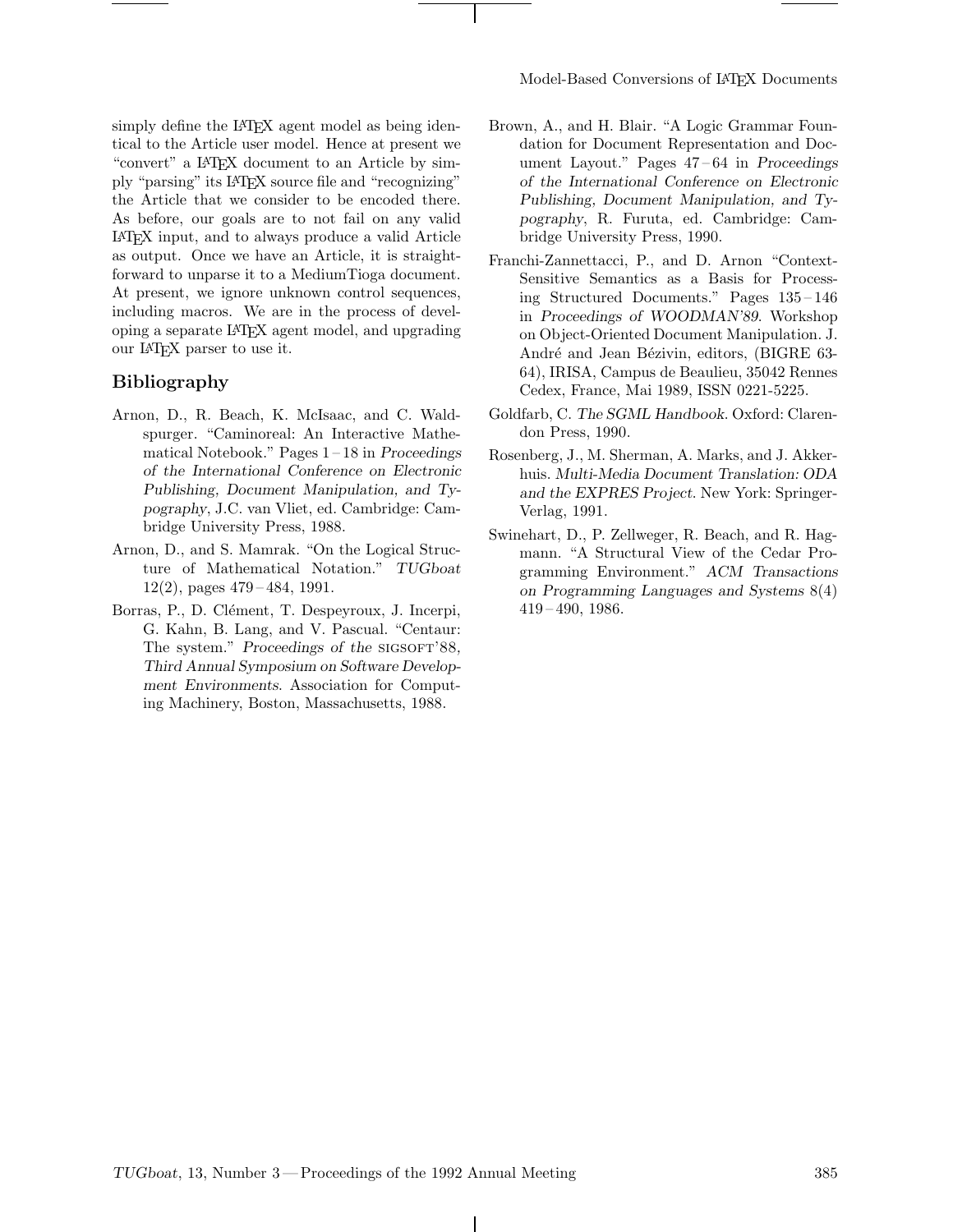simply define the LaTeX agent model as being identical to the Article user model. Hence at present we "convert" a LaTeX document to an Article by simply "parsing" its LaTeX source file and "recognizing" the Article that we consider to be encoded there. As before, our goals are to not fail on any valid LaTeX input, and to always produce a valid Article as output. Once we have an Article, it is straightforward to unparse it to a MediumTioga document. At present, we ignore unknown control sequences, including macros. We are in the process of developing a separate LaTeX agent model, and upgrading our LaTeX parser to use it.

## Bibliography

Arnon, D., R. Beach, K. McIsaac, and C. Waldspurger. "Caminoreal: An Interactive Mathematical Notebook." Pages 1–18 in *Proceedings of the International Conference on Electronic Publishing, Document Manipulation, and Typography*, J.C. van Vliet, ed. Cambridge: Cambridge University Press, 1988.

Arnon, D., and S. Mamrak. "On the Logical Structure of Mathematical Notation." *TUGboat* 12(2), pages 479–484, 1991.

Borras, P., D. Clément, T. Despeyroux, J. Incerpi, G. Kahn, B. Lang, and V. Pascual. "Centaur: The system." *Proceedings of the* SIGSOFT'88*, Third Annual Symposium on Software Development Environments*. Association for Computing Machinery, Boston, Massachusetts, 1988.

Brown, A., and H. Blair. "A Logic Grammar Foundation for Document Representation and Document Layout." Pages 47–64 in *Proceedings of the International Conference on Electronic Publishing, Document Manipulation, and Typography*, R. Furuta, ed. Cambridge: Cambridge University Press, 1990.

Franchi-Zannettacci, P., and D. Arnon "Context-Sensitive Semantics as a Basis for Processing Structured Documents." Pages 135–146 in *Proceedings of WOODMAN'89*. Workshop on Object-Oriented Document Manipulation. J. André and Jean Bézivin, editors, (BIGRE 63-64), IRISA, Campus de Beaulieu, 35042 Rennes Cedex, France, Mai 1989, ISSN 0221-5225.

Goldfarb, C. *The SGML Handbook*. Oxford: Clarendon Press, 1990.

Rosenberg, J., M. Sherman, A. Marks, and J. Akkerhuis. *Multi-Media Document Translation: ODA and the EXPRES Project*. New York: Springer-Verlag, 1991.

Swinehart, D., P. Zellweger, R. Beach, and R. Hagmann. "A Structural View of the Cedar Programming Environment." *ACM Transactions on Programming Languages and Systems* 8(4) 419–490, 1986.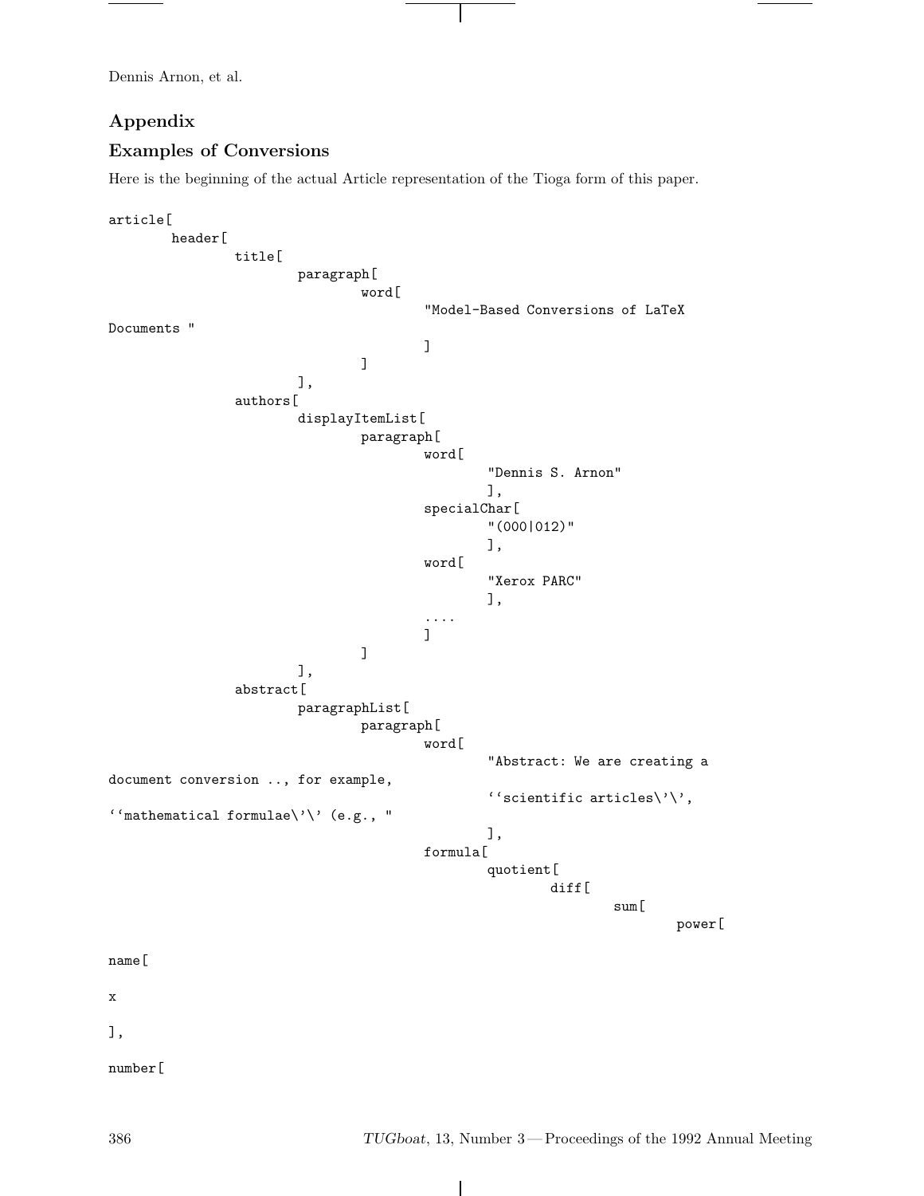## Appendix

## Examples of Conversions

Here is the beginning of the actual Article representation of the Tioga form of this paper.

```
article[
        header[
                title[
                        paragraph[
                                word[
                                        "Model-Based Conversions of LaTeX
Documents "
                                        ]
                                ]
                        ],
                authors[
                        displayItemList[
                                paragraph[
                                        word[
                                                "Dennis S. Arnon"
                                                ],
                                        specialChar[
                                                "(000|012)"
                                                ],
                                        word[
                                                "Xerox PARC"
                                                ],
                                        ....
                                        ]
                                ]
                        ],
                abstract[
                        paragraphList[
                                paragraph[
                                        word[
                                                "Abstract: We are creating a
document conversion .., for example,
                                                ``scientific articles\'\',
``mathematical formulae\'\' (e.g., "
                                                ],
                                        formula[
                                                quotient[
                                                        diff[
                                                                sum[
                                                                        power[

name[

x

],

number[
```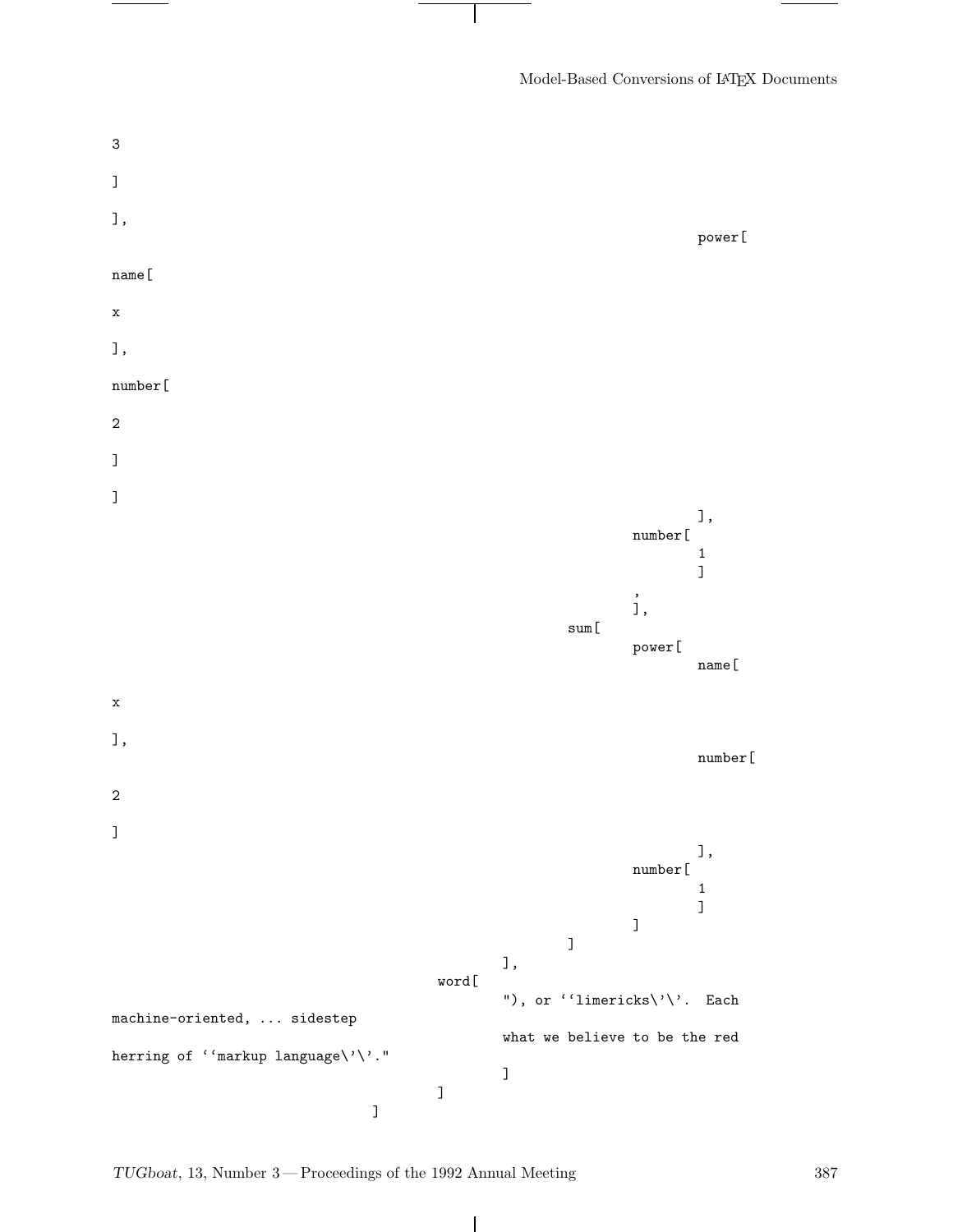```
3
]
],
                                                                power[
name[
x
],
number[
2
]
]
                                                                ],
                                                        number[
                                                                1
                                                                ]
                                                        ,
                                                        ],
                                                sum[
                                                        power[
                                                                name[
x
],
                                                                number[
2
]
                                                                ],
                                                        number[
                                                                1
                                                                ]
                                                        ]
                                                ]
                                        ],
                                word[
                                        "), or ``limericks\'\'.  Each
machine-oriented, ... sidestep
                                        what we believe to be the red
herring of ``markup language\'\'."
                                        ]
                                ]
                        ]
```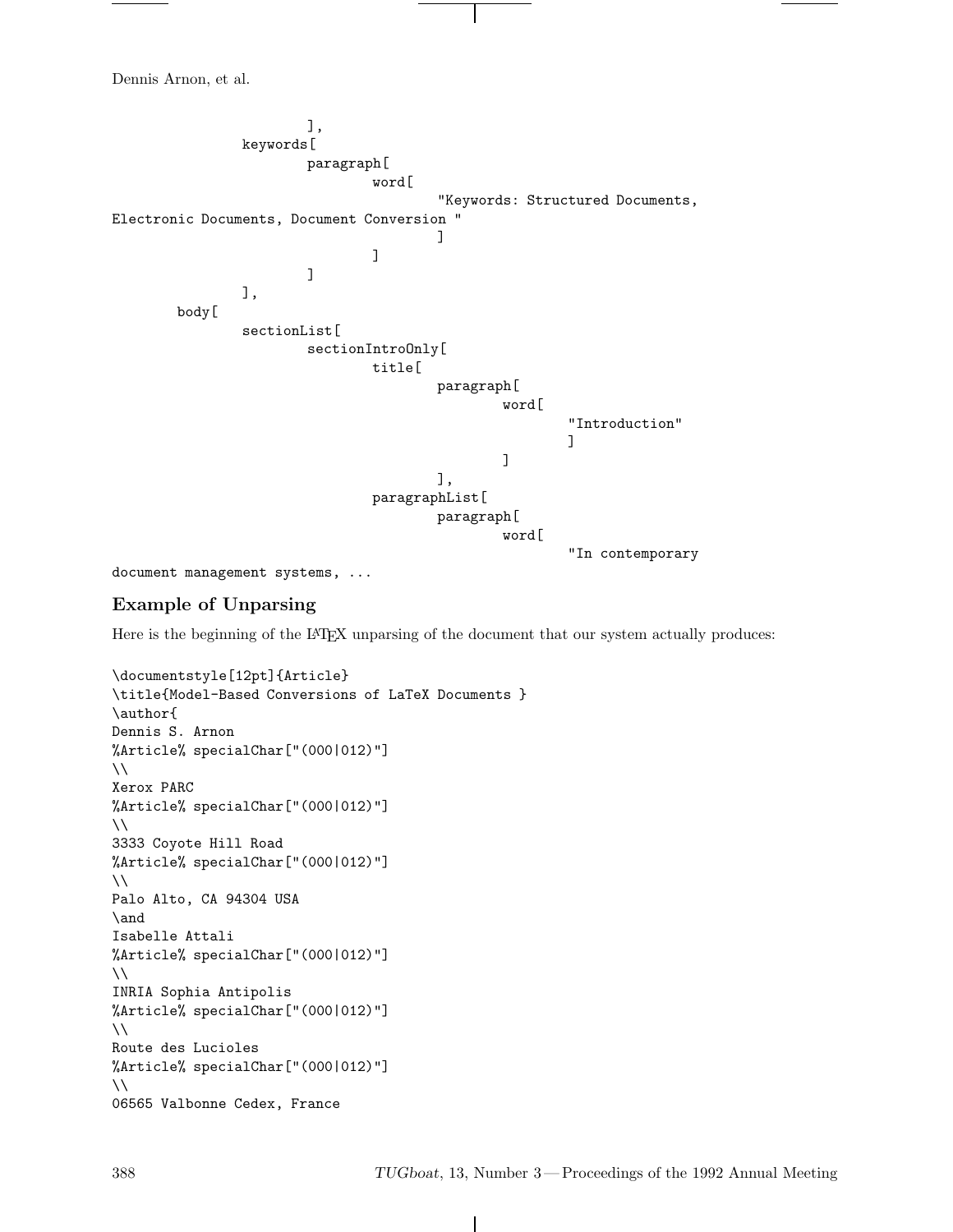```
                        ],
                keywords[
                        paragraph[
                                word[
                                        "Keywords: Structured Documents,
Electronic Documents, Document Conversion "
                                        ]
                                ]
                        ]
                ],
        body[
                sectionList[
                        sectionIntroOnly[
                                title[
                                        paragraph[
                                                word[
                                                        "Introduction"
                                                        ]
                                                ]
                                        ],
                                paragraphList[
                                        paragraph[
                                                word[
                                                        "In contemporary
document management systems, ...
```

### Example of Unparsing

Here is the beginning of the LaTeX unparsing of the document that our system actually produces:

```
\documentstyle[12pt]{Article}
\title{Model-Based Conversions of LaTeX Documents }
\author{
Dennis S. Arnon
%Article% specialChar["(000|012)"]
\\
Xerox PARC
%Article% specialChar["(000|012)"]
\\
3333 Coyote Hill Road
%Article% specialChar["(000|012)"]
\\
Palo Alto, CA 94304 USA
\and
Isabelle Attali
%Article% specialChar["(000|012)"]
\\
INRIA Sophia Antipolis
%Article% specialChar["(000|012)"]
\\
Route des Lucioles
%Article% specialChar["(000|012)"]
\\
06565 Valbonne Cedex, France
```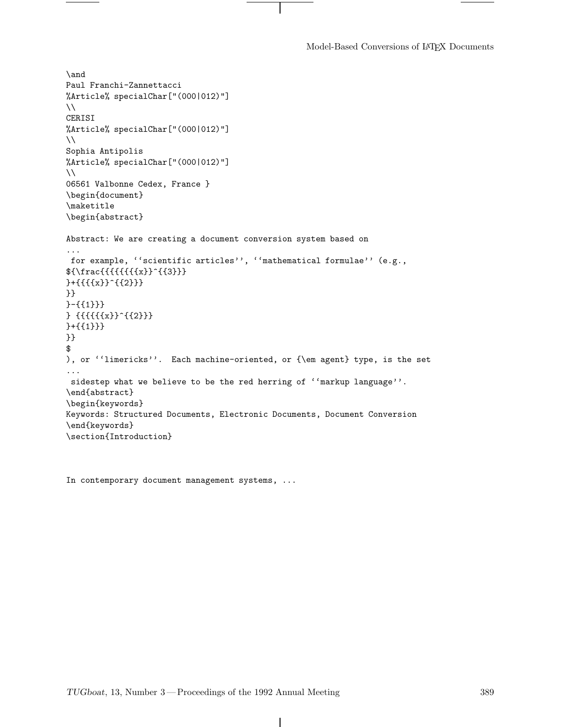```
\and
Paul Franchi-Zannettacci
%Article% specialChar["(000|012)"]
\\
CERISI
%Article% specialChar["(000|012)"]
\\
Sophia Antipolis
%Article% specialChar["(000|012)"]
\\
06561 Valbonne Cedex, France }
\begin{document}
\maketitle
\begin{abstract}

Abstract: We are creating a document conversion system based on
...
 for example, ``scientific articles'', ``mathematical formulae'' (e.g.,
${\frac{{{{{{{{x}}^{{3}}}
}+{{{{x}}^{{2}}}
}}
}-{{1}}}
} {{{{{{x}}^{{2}}}
}+{{1}}}
}}
$
), or ``limericks''.  Each machine-oriented, or {\em agent} type, is the set
...
 sidestep what we believe to be the red herring of ``markup language''.
\end{abstract}
\begin{keywords}
Keywords: Structured Documents, Electronic Documents, Document Conversion
\end{keywords}
\section{Introduction}



In contemporary document management systems, ...
```